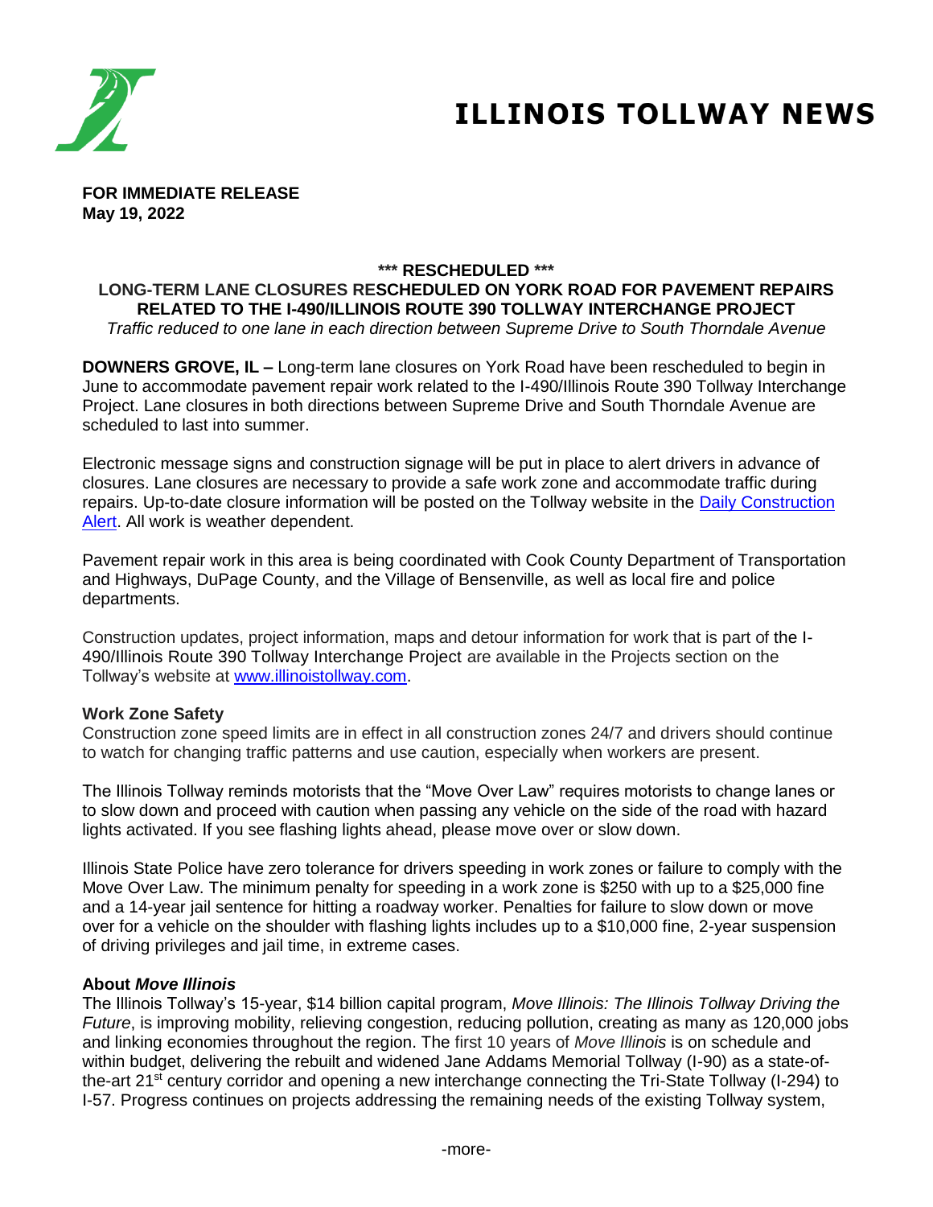# ILLINOIS TOLLWAY NEWS

**FOR IMMEDIATE RELEASE**
**May 19, 2022**

**\*\*\* RESCHEDULED \*\*\***

**LONG-TERM LANE CLOSURES RESCHEDULED ON YORK ROAD FOR PAVEMENT REPAIRS RELATED TO THE I-490/ILLINOIS ROUTE 390 TOLLWAY INTERCHANGE PROJECT**

*Traffic reduced to one lane in each direction between Supreme Drive to South Thorndale Avenue*

**DOWNERS GROVE, IL –** Long-term lane closures on York Road have been rescheduled to begin in June to accommodate pavement repair work related to the I-490/Illinois Route 390 Tollway Interchange Project. Lane closures in both directions between Supreme Drive and South Thorndale Avenue are scheduled to last into summer.

Electronic message signs and construction signage will be put in place to alert drivers in advance of closures. Lane closures are necessary to provide a safe work zone and accommodate traffic during repairs. Up-to-date closure information will be posted on the Tollway website in the Daily Construction Alert. All work is weather dependent.

Pavement repair work in this area is being coordinated with Cook County Department of Transportation and Highways, DuPage County, and the Village of Bensenville, as well as local fire and police departments.

Construction updates, project information, maps and detour information for work that is part of the I-490/Illinois Route 390 Tollway Interchange Project are available in the Projects section on the Tollway's website at www.illinoistollway.com.

**Work Zone Safety**

Construction zone speed limits are in effect in all construction zones 24/7 and drivers should continue to watch for changing traffic patterns and use caution, especially when workers are present.

The Illinois Tollway reminds motorists that the "Move Over Law" requires motorists to change lanes or to slow down and proceed with caution when passing any vehicle on the side of the road with hazard lights activated. If you see flashing lights ahead, please move over or slow down.

Illinois State Police have zero tolerance for drivers speeding in work zones or failure to comply with the Move Over Law. The minimum penalty for speeding in a work zone is $250 with up to a $25,000 fine and a 14-year jail sentence for hitting a roadway worker. Penalties for failure to slow down or move over for a vehicle on the shoulder with flashing lights includes up to a $10,000 fine, 2-year suspension of driving privileges and jail time, in extreme cases.

**About *Move Illinois***

The Illinois Tollway's 15-year, $14 billion capital program, *Move Illinois: The Illinois Tollway Driving the Future*, is improving mobility, relieving congestion, reducing pollution, creating as many as 120,000 jobs and linking economies throughout the region. The first 10 years of *Move Illinois* is on schedule and within budget, delivering the rebuilt and widened Jane Addams Memorial Tollway (I-90) as a state-of-the-art 21st century corridor and opening a new interchange connecting the Tri-State Tollway (I-294) to I-57. Progress continues on projects addressing the remaining needs of the existing Tollway system,

-more-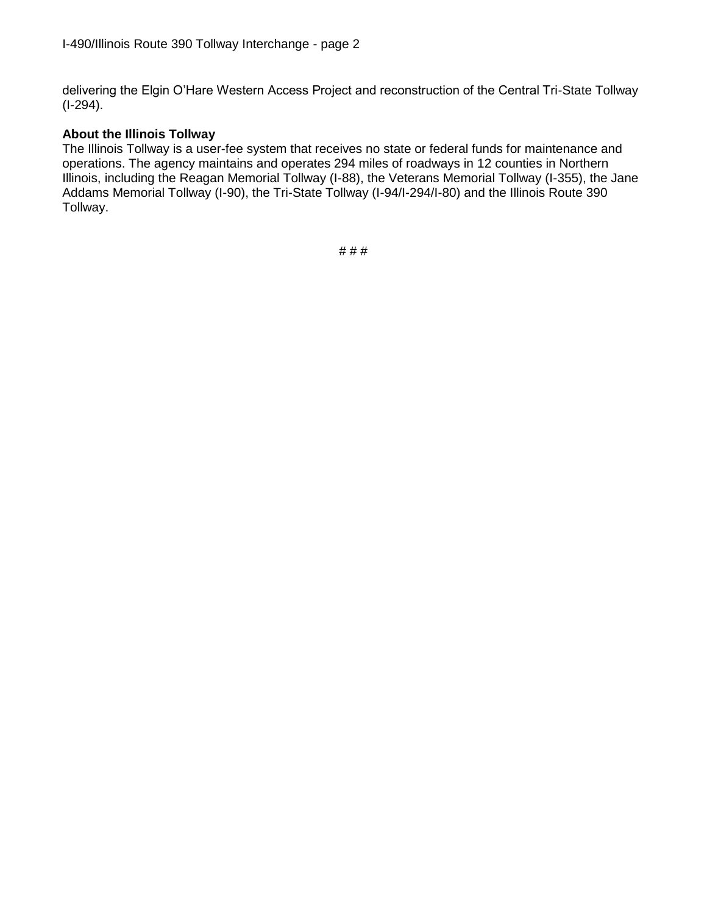delivering the Elgin O'Hare Western Access Project and reconstruction of the Central Tri-State Tollway (I-294).

**About the Illinois Tollway**

The Illinois Tollway is a user-fee system that receives no state or federal funds for maintenance and operations. The agency maintains and operates 294 miles of roadways in 12 counties in Northern Illinois, including the Reagan Memorial Tollway (I-88), the Veterans Memorial Tollway (I-355), the Jane Addams Memorial Tollway (I-90), the Tri-State Tollway (I-94/I-294/I-80) and the Illinois Route 390 Tollway.

# # #